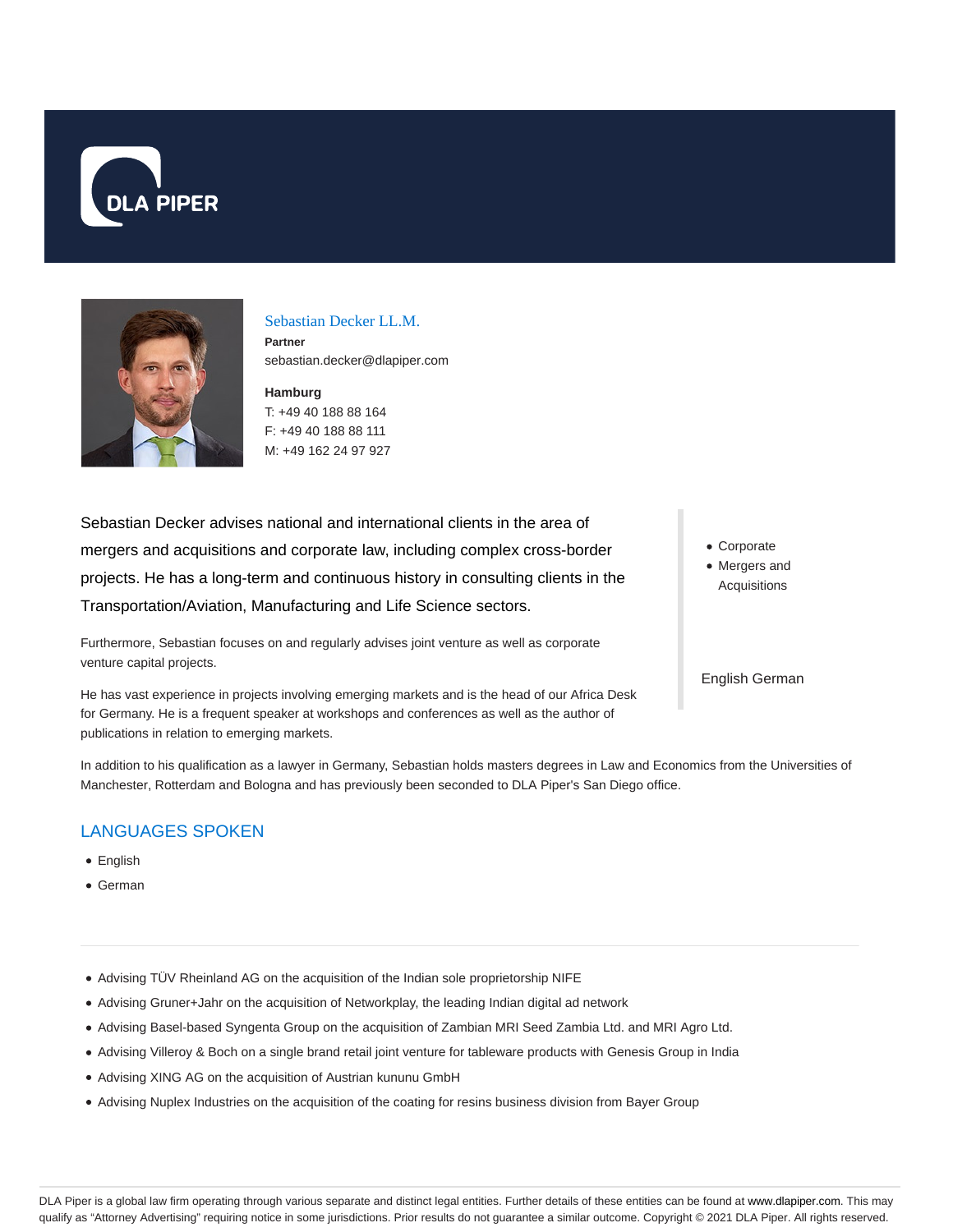# Sebastian Decker LL.M.

**Partner**

sebastian.decker@dlapiper.com

**Hamburg**

T: +49 40 188 88 164

F: +49 40 188 88 111

M: +49 162 24 97 927

Sebastian Decker advises national and international clients in the area of mergers and acquisitions and corporate law, including complex cross-border projects. He has a long-term and continuous history in consulting clients in the Transportation/Aviation, Manufacturing and Life Science sectors.

Furthermore, Sebastian focuses on and regularly advises joint venture as well as corporate venture capital projects.

He has vast experience in projects involving emerging markets and is the head of our Africa Desk for Germany. He is a frequent speaker at workshops and conferences as well as the author of publications in relation to emerging markets.

- Corporate
- Mergers and Acquisitions

English German

In addition to his qualification as a lawyer in Germany, Sebastian holds masters degrees in Law and Economics from the Universities of Manchester, Rotterdam and Bologna and has previously been seconded to DLA Piper's San Diego office.

## LANGUAGES SPOKEN

- English
- German

---

- Advising TÜV Rheinland AG on the acquisition of the Indian sole proprietorship NIFE
- Advising Gruner+Jahr on the acquisition of Networkplay, the leading Indian digital ad network
- Advising Basel-based Syngenta Group on the acquisition of Zambian MRI Seed Zambia Ltd. and MRI Agro Ltd.
- Advising Villeroy & Boch on a single brand retail joint venture for tableware products with Genesis Group in India
- Advising XING AG on the acquisition of Austrian kununu GmbH
- Advising Nuplex Industries on the acquisition of the coating for resins business division from Bayer Group

DLA Piper is a global law firm operating through various separate and distinct legal entities. Further details of these entities can be found at www.dlapiper.com. This may qualify as "Attorney Advertising" requiring notice in some jurisdictions. Prior results do not guarantee a similar outcome. Copyright © 2021 DLA Piper. All rights reserved.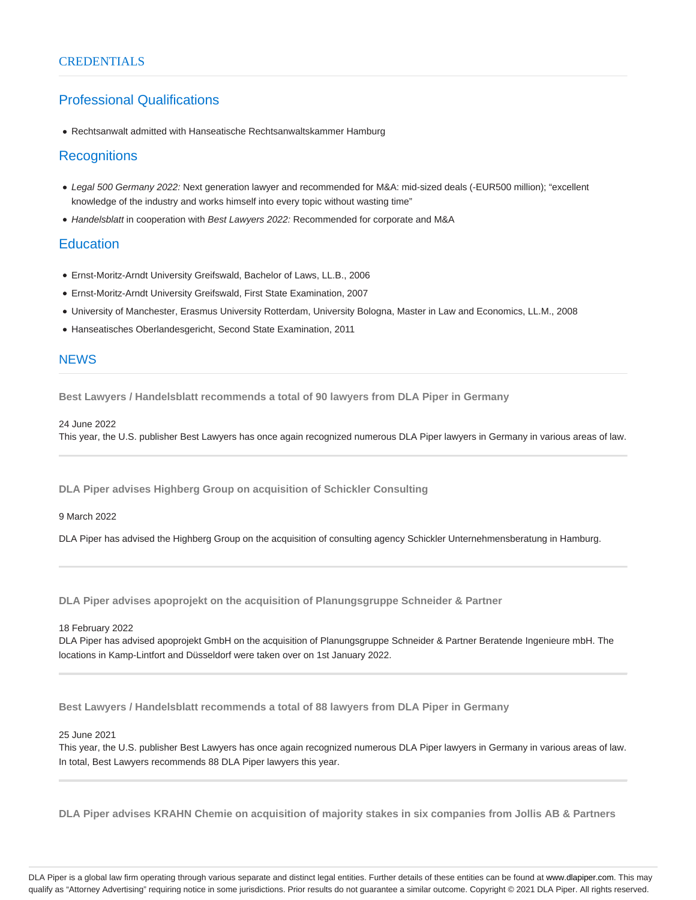## CREDENTIALS

### Professional Qualifications

- Rechtsanwalt admitted with Hanseatische Rechtsanwaltskammer Hamburg

### Recognitions

- *Legal 500 Germany 2022:* Next generation lawyer and recommended for M&A: mid-sized deals (-EUR500 million); “excellent knowledge of the industry and works himself into every topic without wasting time”
- *Handelsblatt* in cooperation with *Best Lawyers 2022:* Recommended for corporate and M&A

### Education

- Ernst-Moritz-Arndt University Greifswald, Bachelor of Laws, LL.B., 2006
- Ernst-Moritz-Arndt University Greifswald, First State Examination, 2007
- University of Manchester, Erasmus University Rotterdam, University Bologna, Master in Law and Economics, LL.M., 2008
- Hanseatisches Oberlandesgericht, Second State Examination, 2011

## NEWS

**Best Lawyers / Handelsblatt recommends a total of 90 lawyers from DLA Piper in Germany**

24 June 2022

This year, the U.S. publisher Best Lawyers has once again recognized numerous DLA Piper lawyers in Germany in various areas of law.

**DLA Piper advises Highberg Group on acquisition of Schickler Consulting**

9 March 2022

DLA Piper has advised the Highberg Group on the acquisition of consulting agency Schickler Unternehmensberatung in Hamburg.

**DLA Piper advises apoprojekt on the acquisition of Planungsgruppe Schneider & Partner**

18 February 2022

DLA Piper has advised apoprojekt GmbH on the acquisition of Planungsgruppe Schneider & Partner Beratende Ingenieure mbH. The locations in Kamp-Lintfort and Düsseldorf were taken over on 1st January 2022.

**Best Lawyers / Handelsblatt recommends a total of 88 lawyers from DLA Piper in Germany**

25 June 2021

This year, the U.S. publisher Best Lawyers has once again recognized numerous DLA Piper lawyers in Germany in various areas of law. In total, Best Lawyers recommends 88 DLA Piper lawyers this year.

**DLA Piper advises KRAHN Chemie on acquisition of majority stakes in six companies from Jollis AB & Partners**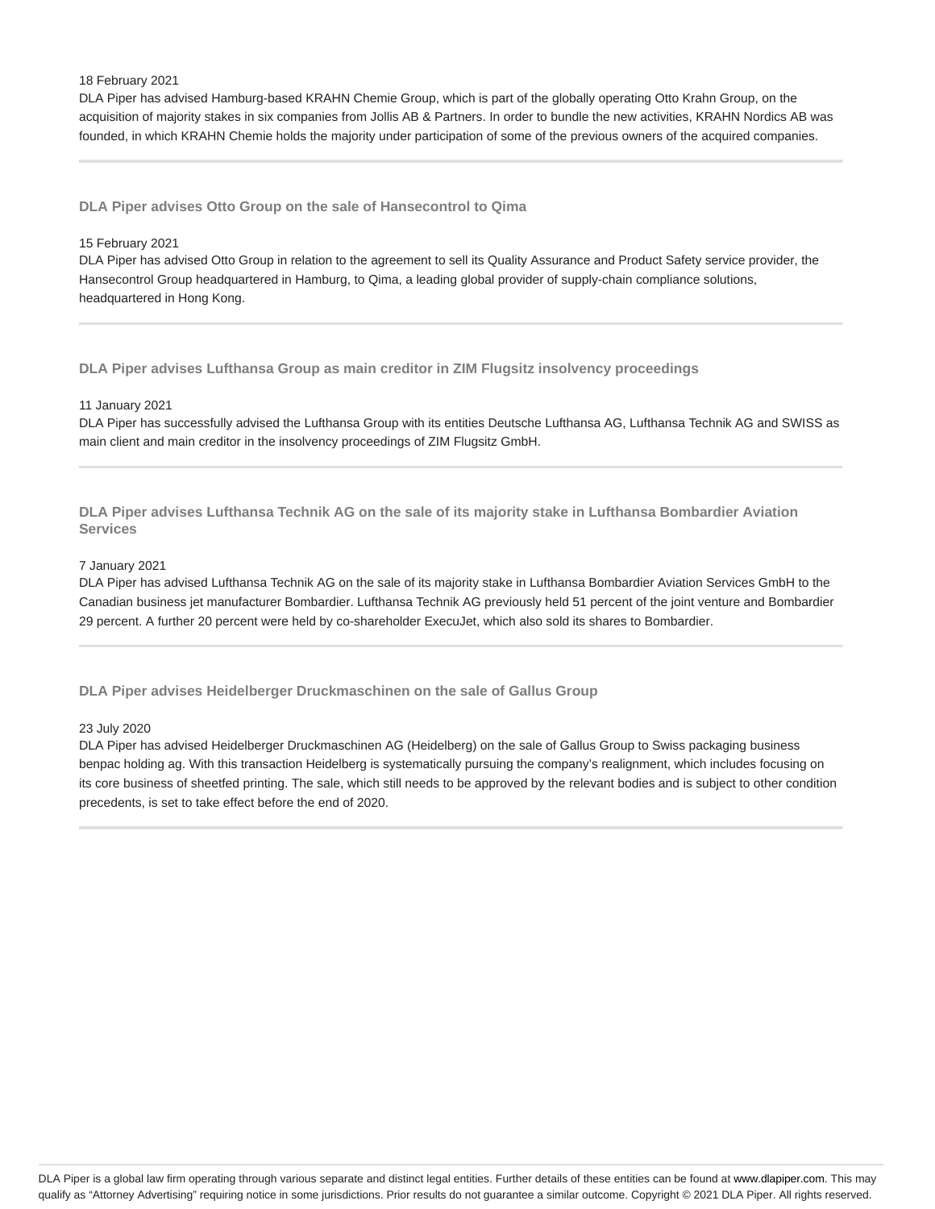18 February 2021

DLA Piper has advised Hamburg-based KRAHN Chemie Group, which is part of the globally operating Otto Krahn Group, on the acquisition of majority stakes in six companies from Jollis AB & Partners. In order to bundle the new activities, KRAHN Nordics AB was founded, in which KRAHN Chemie holds the majority under participation of some of the previous owners of the acquired companies.

---

### DLA Piper advises Otto Group on the sale of Hansecontrol to Qima

15 February 2021

DLA Piper has advised Otto Group in relation to the agreement to sell its Quality Assurance and Product Safety service provider, the Hansecontrol Group headquartered in Hamburg, to Qima, a leading global provider of supply-chain compliance solutions, headquartered in Hong Kong.

---

### DLA Piper advises Lufthansa Group as main creditor in ZIM Flugsitz insolvency proceedings

11 January 2021

DLA Piper has successfully advised the Lufthansa Group with its entities Deutsche Lufthansa AG, Lufthansa Technik AG and SWISS as main client and main creditor in the insolvency proceedings of ZIM Flugsitz GmbH.

---

### DLA Piper advises Lufthansa Technik AG on the sale of its majority stake in Lufthansa Bombardier Aviation Services

7 January 2021

DLA Piper has advised Lufthansa Technik AG on the sale of its majority stake in Lufthansa Bombardier Aviation Services GmbH to the Canadian business jet manufacturer Bombardier. Lufthansa Technik AG previously held 51 percent of the joint venture and Bombardier 29 percent. A further 20 percent were held by co-shareholder ExecuJet, which also sold its shares to Bombardier.

---

### DLA Piper advises Heidelberger Druckmaschinen on the sale of Gallus Group

23 July 2020

DLA Piper has advised Heidelberger Druckmaschinen AG (Heidelberg) on the sale of Gallus Group to Swiss packaging business benpac holding ag. With this transaction Heidelberg is systematically pursuing the company's realignment, which includes focusing on its core business of sheetfed printing. The sale, which still needs to be approved by the relevant bodies and is subject to other condition precedents, is set to take effect before the end of 2020.

---

DLA Piper is a global law firm operating through various separate and distinct legal entities. Further details of these entities can be found at www.dlapiper.com. This may qualify as "Attorney Advertising" requiring notice in some jurisdictions. Prior results do not guarantee a similar outcome. Copyright © 2021 DLA Piper. All rights reserved.